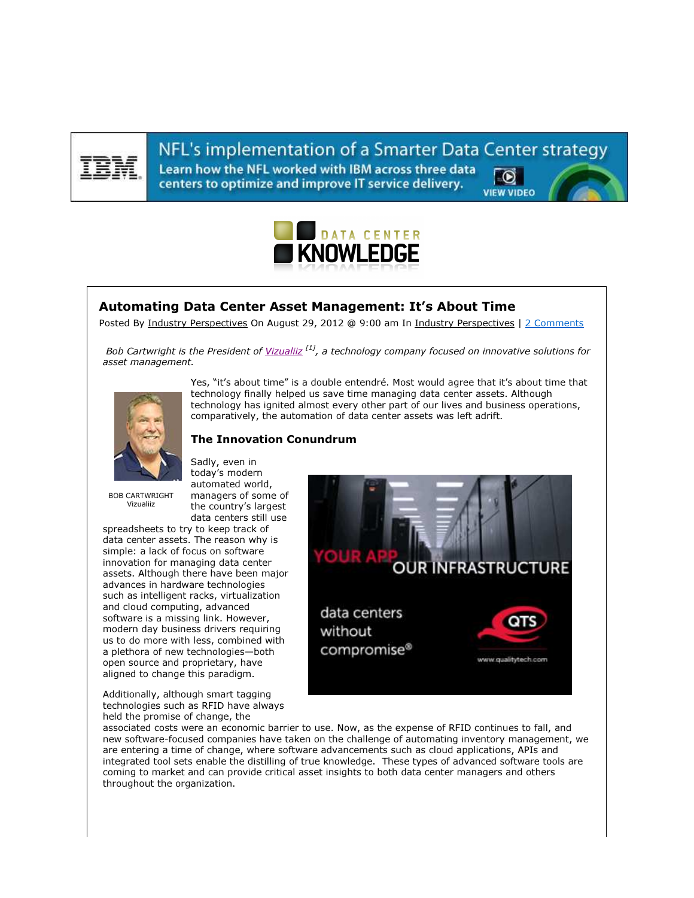# Automating Data Center Asset Management: It's About Time

Posted By Industry Perspectives On August 29, 2012 @ 9:00 am In Industry Perspectives | 2 Comments

*Bob Cartwright is the President of Vizualiiz [1], a technology company focused on innovative solutions for asset management.*

BOB CARTWRIGHT
Vizualiiz

Yes, "it's about time" is a double entendré. Most would agree that it's about time that technology finally helped us save time managing data center assets. Although technology has ignited almost every other part of our lives and business operations, comparatively, the automation of data center assets was left adrift.

## The Innovation Conundrum

Sadly, even in today's modern automated world, managers of some of the country's largest data centers still use spreadsheets to try to keep track of data center assets. The reason why is simple: a lack of focus on software innovation for managing data center assets. Although there have been major advances in hardware technologies such as intelligent racks, virtualization and cloud computing, advanced software is a missing link. However, modern day business drivers requiring us to do more with less, combined with a plethora of new technologies—both open source and proprietary, have aligned to change this paradigm.

Additionally, although smart tagging technologies such as RFID have always held the promise of change, the associated costs were an economic barrier to use. Now, as the expense of RFID continues to fall, and new software-focused companies have taken on the challenge of automating inventory management, we are entering a time of change, where software advancements such as cloud applications, APIs and integrated tool sets enable the distilling of true knowledge. These types of advanced software tools are coming to market and can provide critical asset insights to both data center managers and others throughout the organization.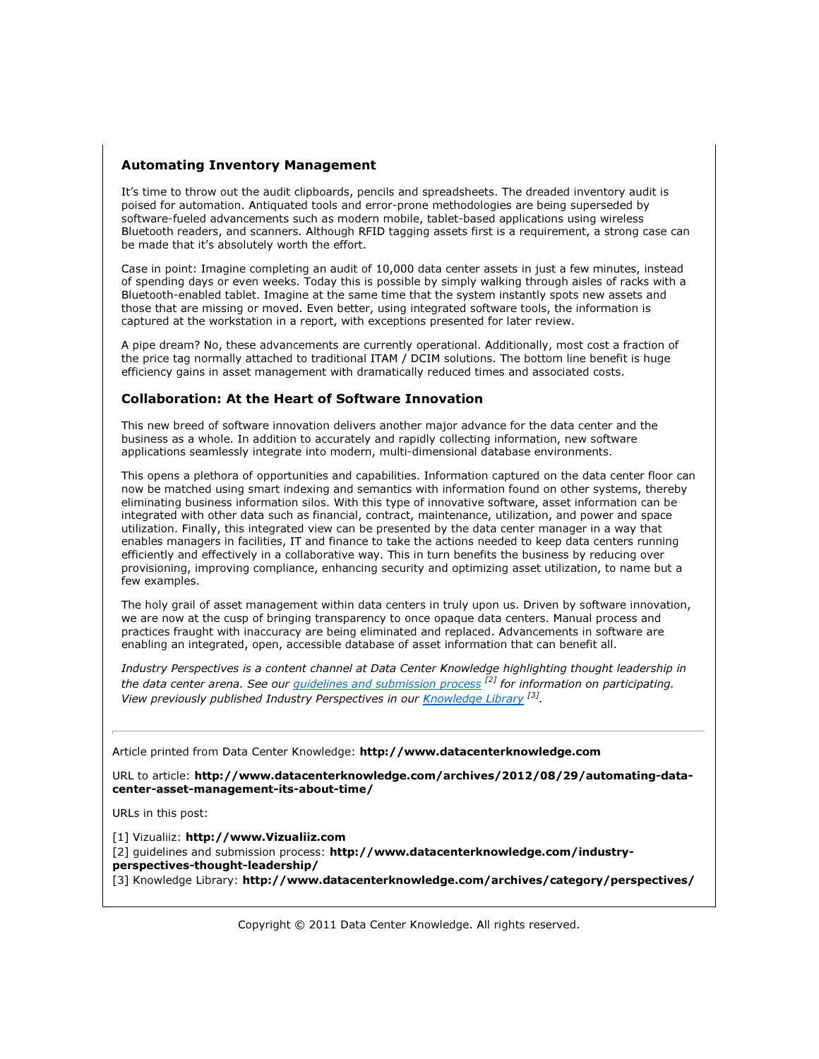## Automating Inventory Management

It's time to throw out the audit clipboards, pencils and spreadsheets. The dreaded inventory audit is poised for automation. Antiquated tools and error-prone methodologies are being superseded by software-fueled advancements such as modern mobile, tablet-based applications using wireless Bluetooth readers, and scanners. Although RFID tagging assets first is a requirement, a strong case can be made that it's absolutely worth the effort.

Case in point: Imagine completing an audit of 10,000 data center assets in just a few minutes, instead of spending days or even weeks. Today this is possible by simply walking through aisles of racks with a Bluetooth-enabled tablet. Imagine at the same time that the system instantly spots new assets and those that are missing or moved. Even better, using integrated software tools, the information is captured at the workstation in a report, with exceptions presented for later review.

A pipe dream? No, these advancements are currently operational. Additionally, most cost a fraction of the price tag normally attached to traditional ITAM / DCIM solutions. The bottom line benefit is huge efficiency gains in asset management with dramatically reduced times and associated costs.

## Collaboration: At the Heart of Software Innovation

This new breed of software innovation delivers another major advance for the data center and the business as a whole. In addition to accurately and rapidly collecting information, new software applications seamlessly integrate into modern, multi-dimensional database environments.

This opens a plethora of opportunities and capabilities. Information captured on the data center floor can now be matched using smart indexing and semantics with information found on other systems, thereby eliminating business information silos. With this type of innovative software, asset information can be integrated with other data such as financial, contract, maintenance, utilization, and power and space utilization. Finally, this integrated view can be presented by the data center manager in a way that enables managers in facilities, IT and finance to take the actions needed to keep data centers running efficiently and effectively in a collaborative way. This in turn benefits the business by reducing over provisioning, improving compliance, enhancing security and optimizing asset utilization, to name but a few examples.

The holy grail of asset management within data centers in truly upon us. Driven by software innovation, we are now at the cusp of bringing transparency to once opaque data centers. Manual process and practices fraught with inaccuracy are being eliminated and replaced. Advancements in software are enabling an integrated, open, accessible database of asset information that can benefit all.

*Industry Perspectives is a content channel at Data Center Knowledge highlighting thought leadership in the data center arena. See our guidelines and submission process [2] for information on participating. View previously published Industry Perspectives in our Knowledge Library [3].*

---

Article printed from Data Center Knowledge: **http://www.datacenterknowledge.com**

URL to article: **http://www.datacenterknowledge.com/archives/2012/08/29/automating-data-center-asset-management-its-about-time/**

URLs in this post:

[1] Vizualiiz: **http://www.Vizualiiz.com**
[2] guidelines and submission process: **http://www.datacenterknowledge.com/industry-perspectives-thought-leadership/**
[3] Knowledge Library: **http://www.datacenterknowledge.com/archives/category/perspectives/**

Copyright © 2011 Data Center Knowledge. All rights reserved.